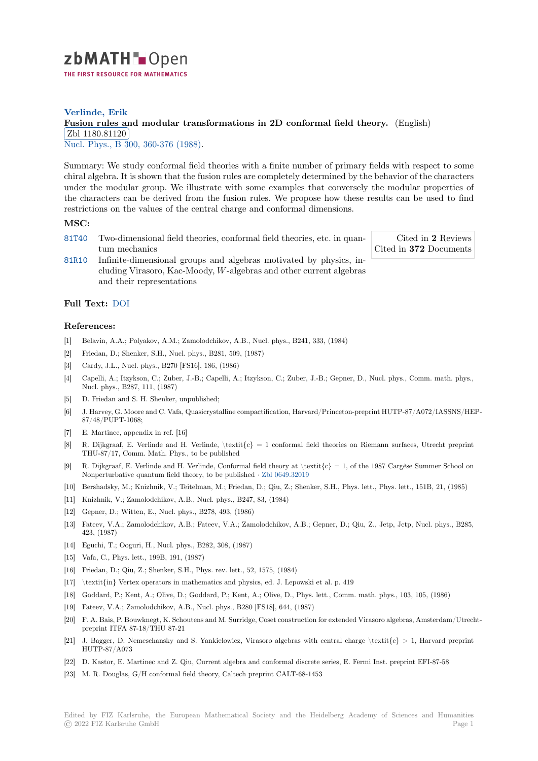**Verlinde, Erik**

**Fusion rules and modular transformations in 2D conformal field theory.** (English)

Zbl 1180.81120

Nucl. Phys., B 300, 360-376 (1988).

Summary: We study conformal field theories with a finite number of primary fields with respect to some chiral algebra. It is shown that the fusion rules are completely determined by the behavior of the characters under the modular group. We illustrate with some examples that conversely the modular properties of the characters can be derived from the fusion rules. We propose how these results can be used to find restrictions on the values of the central charge and conformal dimensions.

### MSC:

81T40 Two-dimensional field theories, conformal field theories, etc. in quantum mechanics

81R10 Infinite-dimensional groups and algebras motivated by physics, including Virasoro, Kac-Moody, $W$-algebras and other current algebras and their representations

Cited in **2** Reviews
Cited in **372** Documents

**Full Text:** DOI

### References:

[1] Belavin, A.A.; Polyakov, A.M.; Zamolodchikov, A.B., Nucl. phys., B241, 333, (1984)

[2] Friedan, D.; Shenker, S.H., Nucl. phys., B281, 509, (1987)

[3] Cardy, J.L., Nucl. phys., B270 [FS16], 186, (1986)

[4] Capelli, A.; Itzykson, C.; Zuber, J.-B.; Capelli, A.; Itzykson, C.; Zuber, J.-B.; Gepner, D., Nucl. phys., Comm. math. phys., Nucl. phys., B287, 111, (1987)

[5] D. Friedan and S. H. Shenker, unpublished;

[6] J. Harvey, G. Moore and C. Vafa, Quasicrystalline compactification, Harvard/Princeton-preprint HUTP-87/A072/IASSNS/HEP-87/48/PUPT-1068;

[7] E. Martinec, appendix in ref. [16]

[8] R. Dijkgraaf, E. Verlinde and H. Verlinde, \textit{c} = 1 conformal field theories on Riemann surfaces, Utrecht preprint THU-87/17, Comm. Math. Phys., to be published

[9] R. Dijkgraaf, E. Verlinde and H. Verlinde, Conformal field theory at \textit{c} = 1, of the 1987 Cargèse Summer School on Nonperturbative quantum field theory, to be published · Zbl 0649.32019

[10] Bershadsky, M.; Knizhnik, V.; Teitelman, M.; Friedan, D.; Qiu, Z.; Shenker, S.H., Phys. lett., Phys. lett., 151B, 21, (1985)

[11] Knizhnik, V.; Zamolodchikov, A.B., Nucl. phys., B247, 83, (1984)

[12] Gepner, D.; Witten, E., Nucl. phys., B278, 493, (1986)

[13] Fateev, V.A.; Zamolodchikov, A.B.; Fateev, V.A.; Zamolodchikov, A.B.; Gepner, D.; Qiu, Z., Jetp, Jetp, Nucl. phys., B285, 423, (1987)

[14] Eguchi, T.; Ooguri, H., Nucl. phys., B282, 308, (1987)

[15] Vafa, C., Phys. lett., 199B, 191, (1987)

[16] Friedan, D.; Qiu, Z.; Shenker, S.H., Phys. rev. lett., 52, 1575, (1984)

[17] \textit{in} Vertex operators in mathematics and physics, ed. J. Lepowski et al. p. 419

[18] Goddard, P.; Kent, A.; Olive, D.; Goddard, P.; Kent, A.; Olive, D., Phys. lett., Comm. math. phys., 103, 105, (1986)

[19] Fateev, V.A.; Zamolodchikov, A.B., Nucl. phys., B280 [FS18], 644, (1987)

[20] F. A. Bais, P. Bouwknegt, K. Schoutens and M. Surridge, Coset construction for extended Virasoro algebras, Amsterdam/Utrecht-preprint ITFA 87-18/THU 87-21

[21] J. Bagger, D. Nemeschansky and S. Yankielowicz, Virasoro algebras with central charge \textit{c} > 1, Harvard preprint HUTP-87/A073

[22] D. Kastor, E. Martinec and Z. Qiu, Current algebra and conformal discrete series, E. Fermi Inst. preprint EFI-87-58

[23] M. R. Douglas, G/H conformal field theory, Caltech preprint CALT-68-1453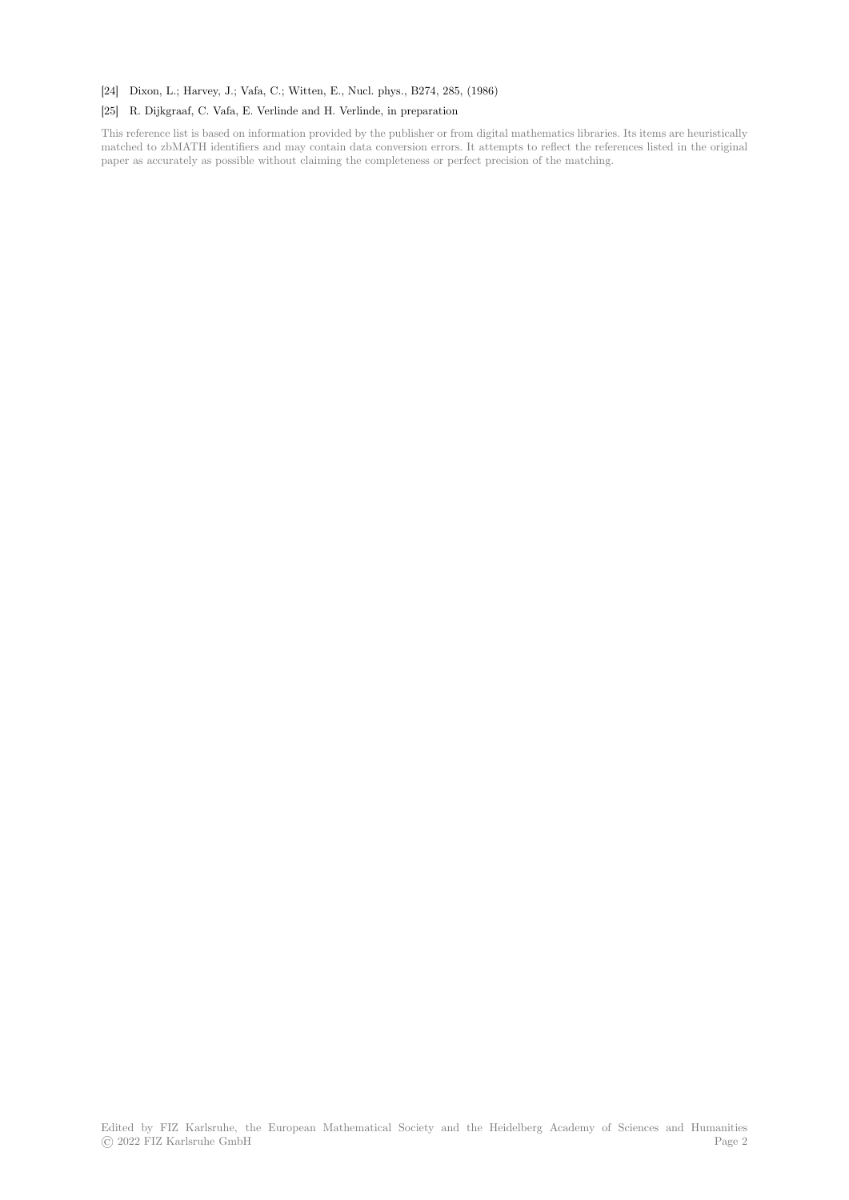[24] Dixon, L.; Harvey, J.; Vafa, C.; Witten, E., Nucl. phys., B274, 285, (1986)

[25] R. Dijkgraaf, C. Vafa, E. Verlinde and H. Verlinde, in preparation

This reference list is based on information provided by the publisher or from digital mathematics libraries. Its items are heuristically matched to zbMATH identifiers and may contain data conversion errors. It attempts to reflect the references listed in the original paper as accurately as possible without claiming the completeness or perfect precision of the matching.